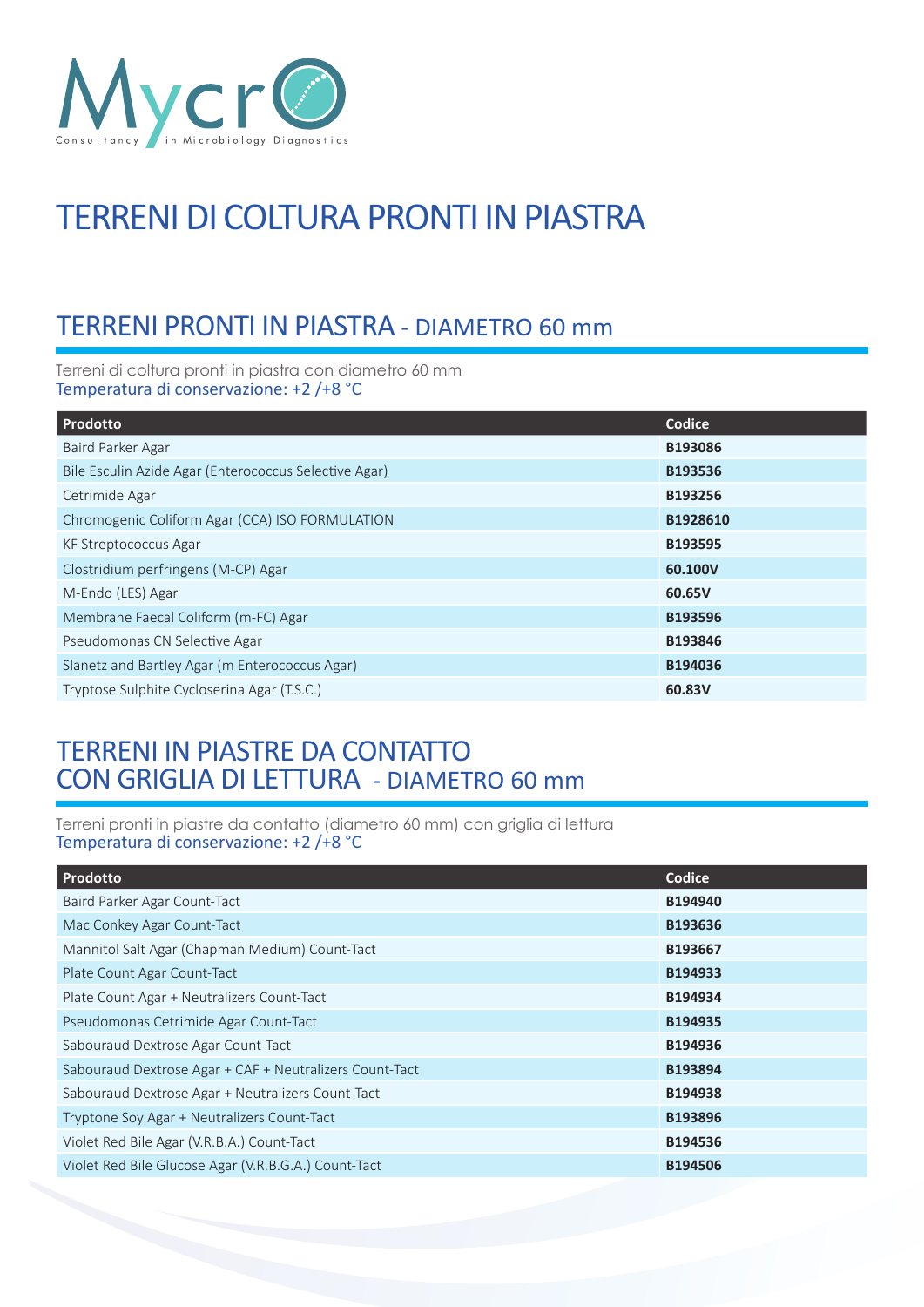Mycro

Consultancy in Microbiology Diagnostics

# TERRENI DI COLTURA PRONTI IN PIASTRA

## TERRENI PRONTI IN PIASTRA - DIAMETRO 60 mm

Terreni di coltura pronti in piastra con diametro 60 mm
Temperatura di conservazione: +2 /+8 °C

| Prodotto | Codice |
|---|---|
| Baird Parker Agar | **B193086** |
| Bile Esculin Azide Agar (Enterococcus Selective Agar) | **B193536** |
| Cetrimide Agar | **B193256** |
| Chromogenic Coliform Agar (CCA) ISO FORMULATION | **B1928610** |
| KF Streptococcus Agar | **B193595** |
| Clostridium perfringens (M-CP) Agar | **60.100V** |
| M-Endo (LES) Agar | **60.65V** |
| Membrane Faecal Coliform (m-FC) Agar | **B193596** |
| Pseudomonas CN Selective Agar | **B193846** |
| Slanetz and Bartley Agar (m Enterococcus Agar) | **B194036** |
| Tryptose Sulphite Cycloserina Agar (T.S.C.) | **60.83V** |

## TERRENI IN PIASTRE DA CONTATTO CON GRIGLIA DI LETTURA - DIAMETRO 60 mm

Terreni pronti in piastre da contatto (diametro 60 mm) con griglia di lettura
Temperatura di conservazione: +2 /+8 °C

| Prodotto | Codice |
|---|---|
| Baird Parker Agar Count-Tact | **B194940** |
| Mac Conkey Agar Count-Tact | **B193636** |
| Mannitol Salt Agar (Chapman Medium) Count-Tact | **B193667** |
| Plate Count Agar Count-Tact | **B194933** |
| Plate Count Agar + Neutralizers Count-Tact | **B194934** |
| Pseudomonas Cetrimide Agar Count-Tact | **B194935** |
| Sabouraud Dextrose Agar Count-Tact | **B194936** |
| Sabouraud Dextrose Agar + CAF + Neutralizers Count-Tact | **B193894** |
| Sabouraud Dextrose Agar + Neutralizers Count-Tact | **B194938** |
| Tryptone Soy Agar + Neutralizers Count-Tact | **B193896** |
| Violet Red Bile Agar (V.R.B.A.) Count-Tact | **B194536** |
| Violet Red Bile Glucose Agar (V.R.B.G.A.) Count-Tact | **B194506** |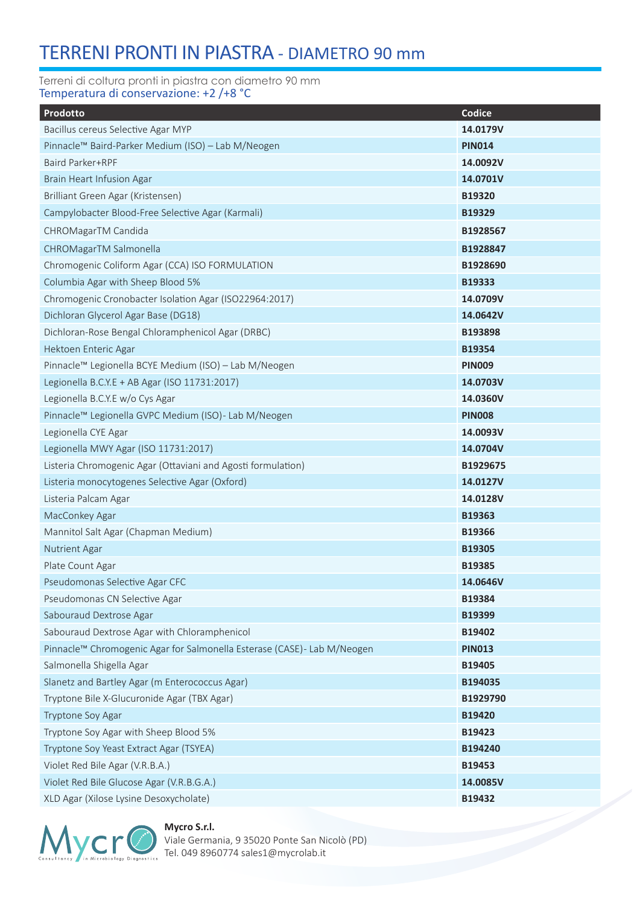# TERRENI PRONTI IN PIASTRA - DIAMETRO 90 mm

Terreni di coltura pronti in piastra con diametro 90 mm
Temperatura di conservazione: +2 /+8 °C

| Prodotto | Codice |
|---|---|
| Bacillus cereus Selective Agar MYP | **14.0179V** |
| Pinnacle™ Baird-Parker Medium (ISO) – Lab M/Neogen | **PIN014** |
| Baird Parker+RPF | **14.0092V** |
| Brain Heart Infusion Agar | **14.0701V** |
| Brilliant Green Agar (Kristensen) | **B19320** |
| Campylobacter Blood-Free Selective Agar (Karmali) | **B19329** |
| CHROMagarTM Candida | **B1928567** |
| CHROMagarTM Salmonella | **B1928847** |
| Chromogenic Coliform Agar (CCA) ISO FORMULATION | **B1928690** |
| Columbia Agar with Sheep Blood 5% | **B19333** |
| Chromogenic Cronobacter Isolation Agar (ISO22964:2017) | **14.0709V** |
| Dichloran Glycerol Agar Base (DG18) | **14.0642V** |
| Dichloran-Rose Bengal Chloramphenicol Agar (DRBC) | **B193898** |
| Hektoen Enteric Agar | **B19354** |
| Pinnacle™ Legionella BCYE Medium (ISO) – Lab M/Neogen | **PIN009** |
| Legionella B.C.Y.E + AB Agar (ISO 11731:2017) | **14.0703V** |
| Legionella B.C.Y.E w/o Cys Agar | **14.0360V** |
| Pinnacle™ Legionella GVPC Medium (ISO)- Lab M/Neogen | **PIN008** |
| Legionella CYE Agar | **14.0093V** |
| Legionella MWY Agar (ISO 11731:2017) | **14.0704V** |
| Listeria Chromogenic Agar (Ottaviani and Agosti formulation) | **B1929675** |
| Listeria monocytogenes Selective Agar (Oxford) | **14.0127V** |
| Listeria Palcam Agar | **14.0128V** |
| MacConkey Agar | **B19363** |
| Mannitol Salt Agar (Chapman Medium) | **B19366** |
| Nutrient Agar | **B19305** |
| Plate Count Agar | **B19385** |
| Pseudomonas Selective Agar CFC | **14.0646V** |
| Pseudomonas CN Selective Agar | **B19384** |
| Sabouraud Dextrose Agar | **B19399** |
| Sabouraud Dextrose Agar with Chloramphenicol | **B19402** |
| Pinnacle™ Chromogenic Agar for Salmonella Esterase (CASE)- Lab M/Neogen | **PIN013** |
| Salmonella Shigella Agar | **B19405** |
| Slanetz and Bartley Agar (m Enterococcus Agar) | **B194035** |
| Tryptone Bile X-Glucuronide Agar (TBX Agar) | **B1929790** |
| Tryptone Soy Agar | **B19420** |
| Tryptone Soy Agar with Sheep Blood 5% | **B19423** |
| Tryptone Soy Yeast Extract Agar (TSYEA) | **B194240** |
| Violet Red Bile Agar (V.R.B.A.) | **B19453** |
| Violet Red Bile Glucose Agar (V.R.B.G.A.) | **14.0085V** |
| XLD Agar (Xilose Lysine Desoxycholate) | **B19432** |

Mycro – Consultancy in Microbiology Diagnostics

**Mycro S.r.l.**
Viale Germania, 9 35020 Ponte San Nicolò (PD)
Tel. 049 8960774 sales1@mycrolab.it